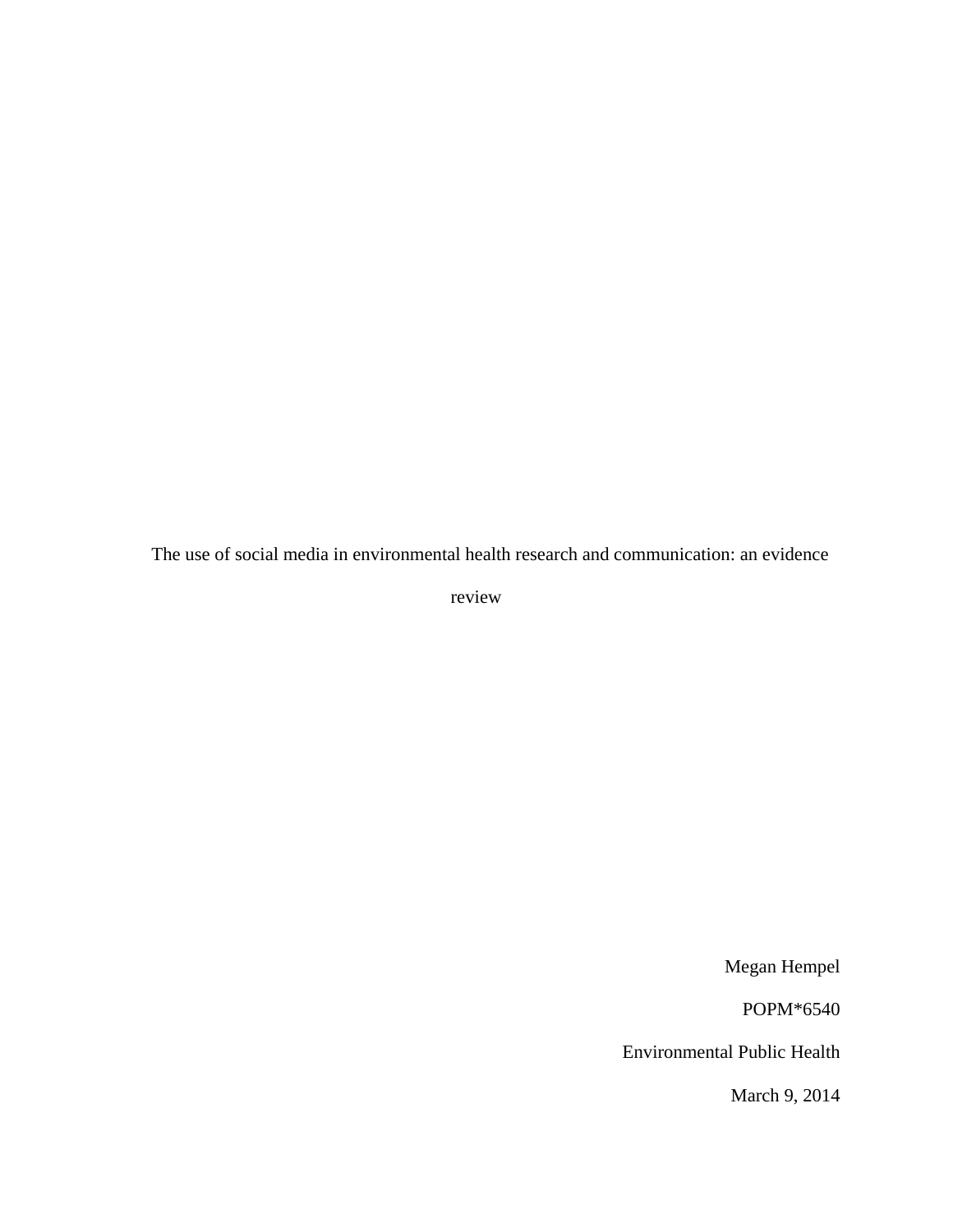# The use of social media in environmental health research and communication: an evidence review

Megan Hempel

POPM*6540

Environmental Public Health

March 9, 2014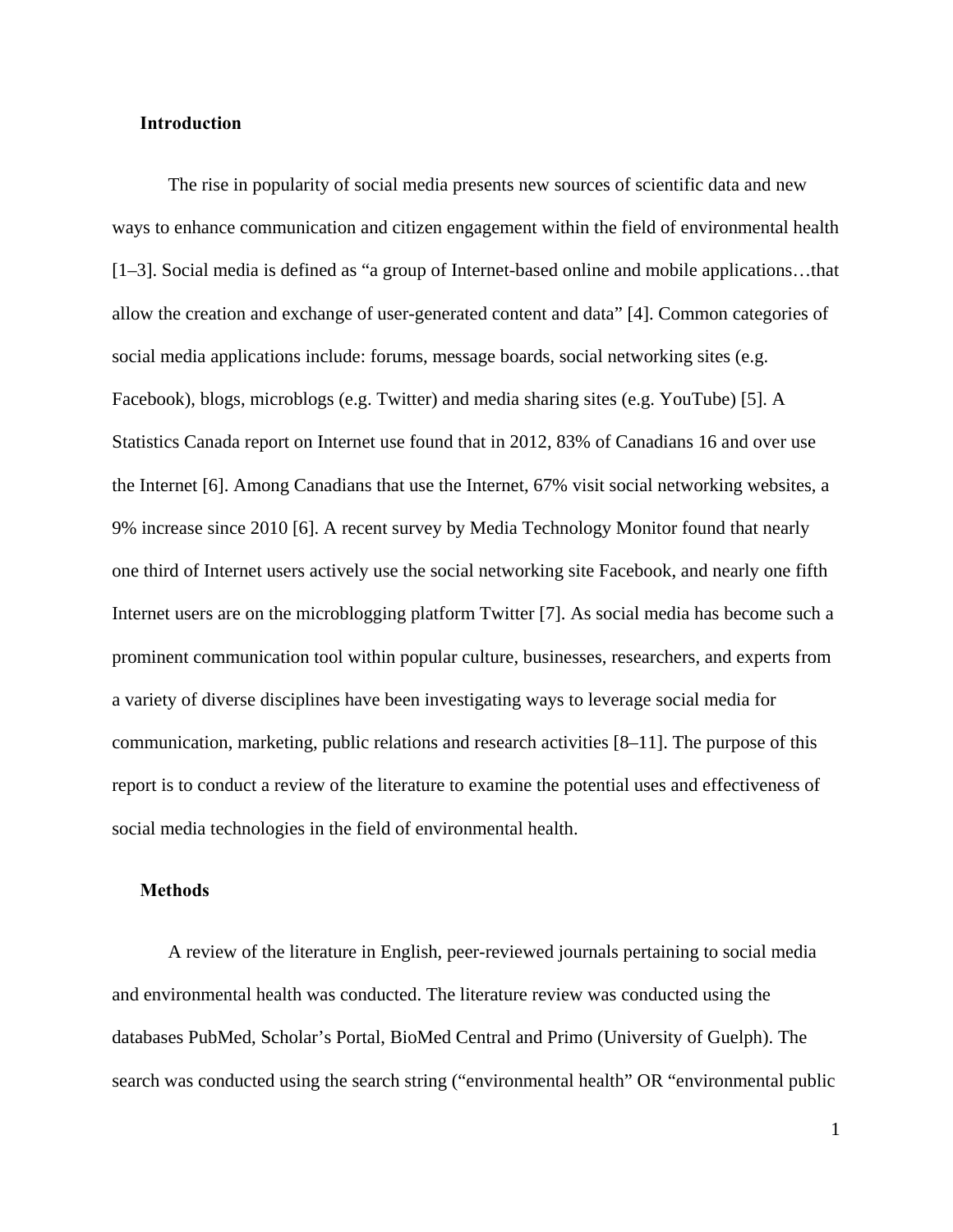## Introduction

The rise in popularity of social media presents new sources of scientific data and new ways to enhance communication and citizen engagement within the field of environmental health [1–3]. Social media is defined as "a group of Internet-based online and mobile applications…that allow the creation and exchange of user-generated content and data" [4]. Common categories of social media applications include: forums, message boards, social networking sites (e.g. Facebook), blogs, microblogs (e.g. Twitter) and media sharing sites (e.g. YouTube) [5]. A Statistics Canada report on Internet use found that in 2012, 83% of Canadians 16 and over use the Internet [6]. Among Canadians that use the Internet, 67% visit social networking websites, a 9% increase since 2010 [6]. A recent survey by Media Technology Monitor found that nearly one third of Internet users actively use the social networking site Facebook, and nearly one fifth Internet users are on the microblogging platform Twitter [7]. As social media has become such a prominent communication tool within popular culture, businesses, researchers, and experts from a variety of diverse disciplines have been investigating ways to leverage social media for communication, marketing, public relations and research activities [8–11]. The purpose of this report is to conduct a review of the literature to examine the potential uses and effectiveness of social media technologies in the field of environmental health.

## Methods

A review of the literature in English, peer-reviewed journals pertaining to social media and environmental health was conducted. The literature review was conducted using the databases PubMed, Scholar's Portal, BioMed Central and Primo (University of Guelph). The search was conducted using the search string ("environmental health" OR "environmental public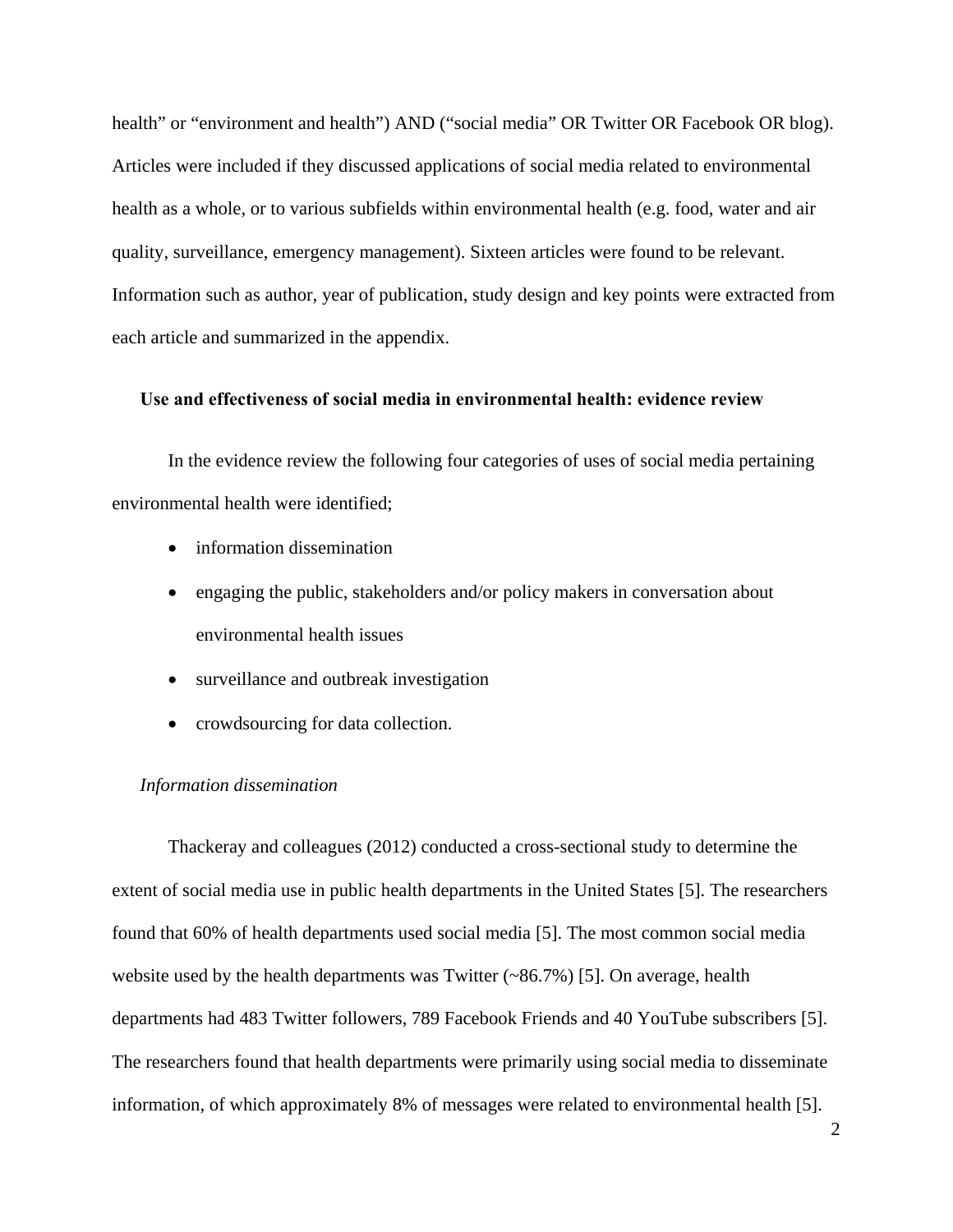health" or "environment and health") AND ("social media" OR Twitter OR Facebook OR blog). Articles were included if they discussed applications of social media related to environmental health as a whole, or to various subfields within environmental health (e.g. food, water and air quality, surveillance, emergency management). Sixteen articles were found to be relevant. Information such as author, year of publication, study design and key points were extracted from each article and summarized in the appendix.

## Use and effectiveness of social media in environmental health: evidence review

In the evidence review the following four categories of uses of social media pertaining environmental health were identified;

- information dissemination
- engaging the public, stakeholders and/or policy makers in conversation about environmental health issues
- surveillance and outbreak investigation
- crowdsourcing for data collection.

### *Information dissemination*

Thackeray and colleagues (2012) conducted a cross-sectional study to determine the extent of social media use in public health departments in the United States [5]. The researchers found that 60% of health departments used social media [5]. The most common social media website used by the health departments was Twitter (~86.7%) [5]. On average, health departments had 483 Twitter followers, 789 Facebook Friends and 40 YouTube subscribers [5]. The researchers found that health departments were primarily using social media to disseminate information, of which approximately 8% of messages were related to environmental health [5].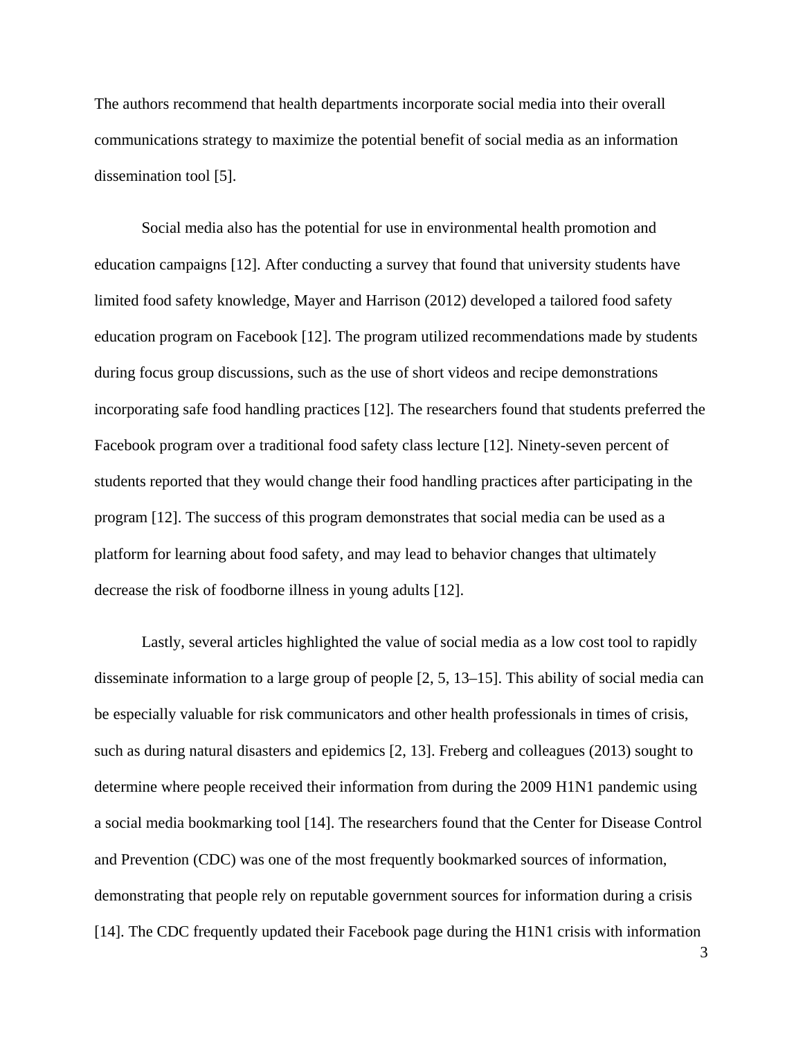The authors recommend that health departments incorporate social media into their overall communications strategy to maximize the potential benefit of social media as an information dissemination tool [5].

Social media also has the potential for use in environmental health promotion and education campaigns [12]. After conducting a survey that found that university students have limited food safety knowledge, Mayer and Harrison (2012) developed a tailored food safety education program on Facebook [12]. The program utilized recommendations made by students during focus group discussions, such as the use of short videos and recipe demonstrations incorporating safe food handling practices [12]. The researchers found that students preferred the Facebook program over a traditional food safety class lecture [12]. Ninety-seven percent of students reported that they would change their food handling practices after participating in the program [12]. The success of this program demonstrates that social media can be used as a platform for learning about food safety, and may lead to behavior changes that ultimately decrease the risk of foodborne illness in young adults [12].

Lastly, several articles highlighted the value of social media as a low cost tool to rapidly disseminate information to a large group of people [2, 5, 13–15]. This ability of social media can be especially valuable for risk communicators and other health professionals in times of crisis, such as during natural disasters and epidemics [2, 13]. Freberg and colleagues (2013) sought to determine where people received their information from during the 2009 H1N1 pandemic using a social media bookmarking tool [14]. The researchers found that the Center for Disease Control and Prevention (CDC) was one of the most frequently bookmarked sources of information, demonstrating that people rely on reputable government sources for information during a crisis [14]. The CDC frequently updated their Facebook page during the H1N1 crisis with information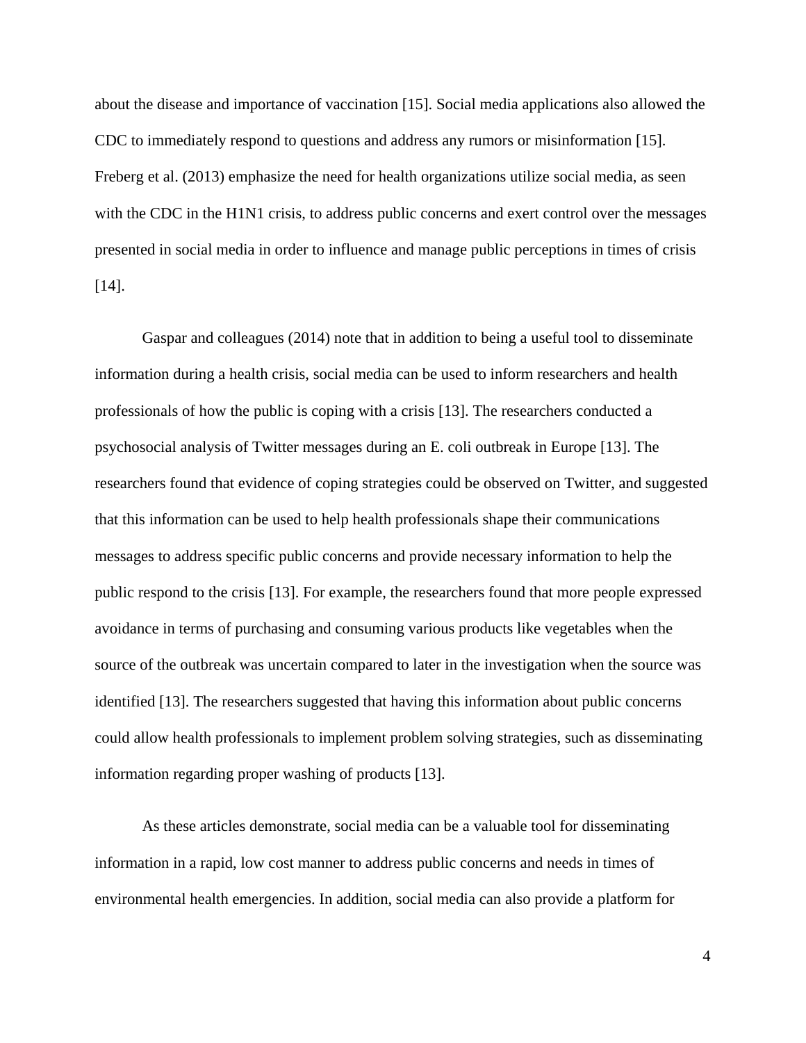about the disease and importance of vaccination [15]. Social media applications also allowed the CDC to immediately respond to questions and address any rumors or misinformation [15]. Freberg et al. (2013) emphasize the need for health organizations utilize social media, as seen with the CDC in the H1N1 crisis, to address public concerns and exert control over the messages presented in social media in order to influence and manage public perceptions in times of crisis [14].

Gaspar and colleagues (2014) note that in addition to being a useful tool to disseminate information during a health crisis, social media can be used to inform researchers and health professionals of how the public is coping with a crisis [13]. The researchers conducted a psychosocial analysis of Twitter messages during an E. coli outbreak in Europe [13]. The researchers found that evidence of coping strategies could be observed on Twitter, and suggested that this information can be used to help health professionals shape their communications messages to address specific public concerns and provide necessary information to help the public respond to the crisis [13]. For example, the researchers found that more people expressed avoidance in terms of purchasing and consuming various products like vegetables when the source of the outbreak was uncertain compared to later in the investigation when the source was identified [13]. The researchers suggested that having this information about public concerns could allow health professionals to implement problem solving strategies, such as disseminating information regarding proper washing of products [13].

As these articles demonstrate, social media can be a valuable tool for disseminating information in a rapid, low cost manner to address public concerns and needs in times of environmental health emergencies. In addition, social media can also provide a platform for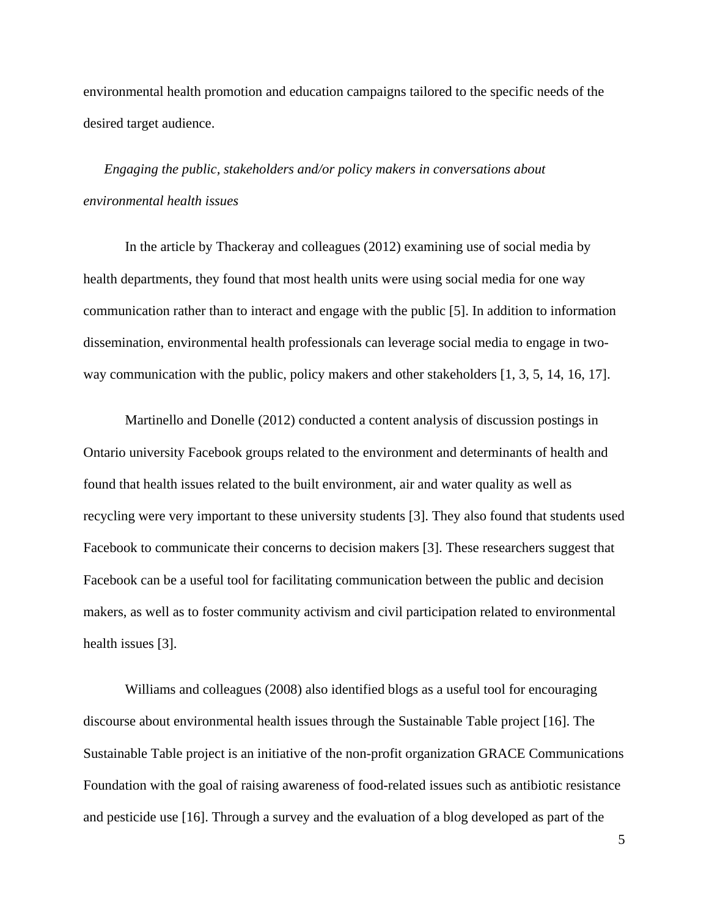environmental health promotion and education campaigns tailored to the specific needs of the desired target audience.

*Engaging the public, stakeholders and/or policy makers in conversations about environmental health issues*

In the article by Thackeray and colleagues (2012) examining use of social media by health departments, they found that most health units were using social media for one way communication rather than to interact and engage with the public [5]. In addition to information dissemination, environmental health professionals can leverage social media to engage in two-way communication with the public, policy makers and other stakeholders [1, 3, 5, 14, 16, 17].

Martinello and Donelle (2012) conducted a content analysis of discussion postings in Ontario university Facebook groups related to the environment and determinants of health and found that health issues related to the built environment, air and water quality as well as recycling were very important to these university students [3]. They also found that students used Facebook to communicate their concerns to decision makers [3]. These researchers suggest that Facebook can be a useful tool for facilitating communication between the public and decision makers, as well as to foster community activism and civil participation related to environmental health issues [3].

Williams and colleagues (2008) also identified blogs as a useful tool for encouraging discourse about environmental health issues through the Sustainable Table project [16]. The Sustainable Table project is an initiative of the non-profit organization GRACE Communications Foundation with the goal of raising awareness of food-related issues such as antibiotic resistance and pesticide use [16]. Through a survey and the evaluation of a blog developed as part of the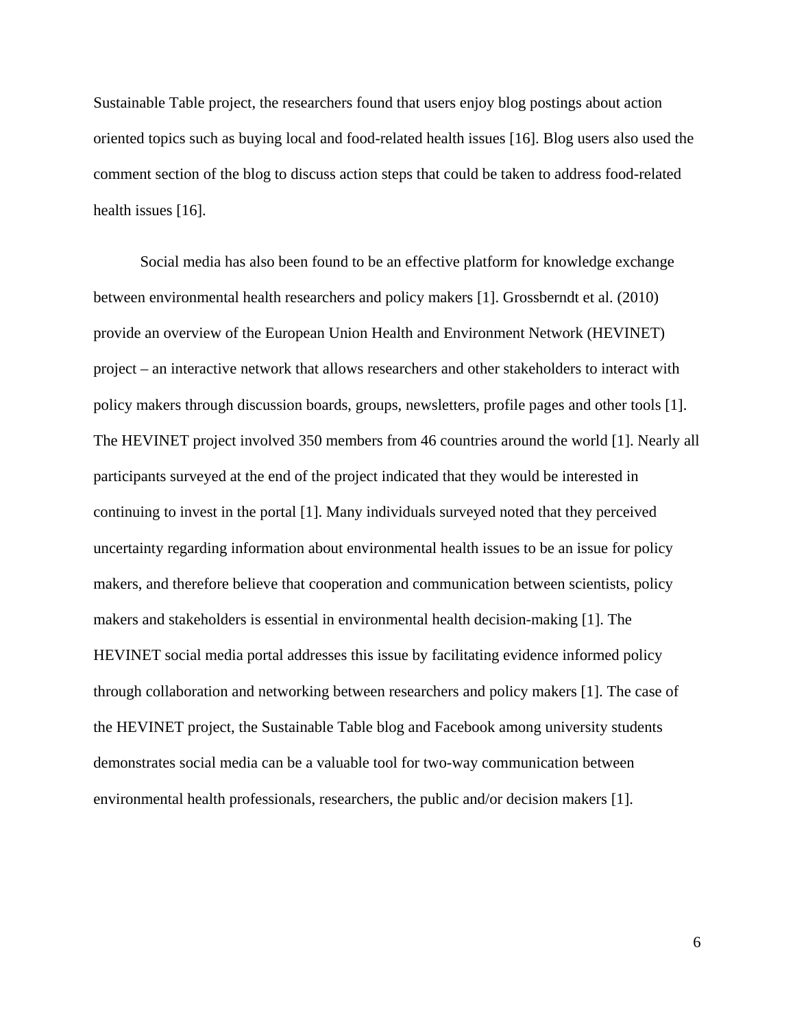Sustainable Table project, the researchers found that users enjoy blog postings about action oriented topics such as buying local and food-related health issues [16]. Blog users also used the comment section of the blog to discuss action steps that could be taken to address food-related health issues [16].

Social media has also been found to be an effective platform for knowledge exchange between environmental health researchers and policy makers [1]. Grossberndt et al. (2010) provide an overview of the European Union Health and Environment Network (HEVINET) project – an interactive network that allows researchers and other stakeholders to interact with policy makers through discussion boards, groups, newsletters, profile pages and other tools [1]. The HEVINET project involved 350 members from 46 countries around the world [1]. Nearly all participants surveyed at the end of the project indicated that they would be interested in continuing to invest in the portal [1]. Many individuals surveyed noted that they perceived uncertainty regarding information about environmental health issues to be an issue for policy makers, and therefore believe that cooperation and communication between scientists, policy makers and stakeholders is essential in environmental health decision-making [1]. The HEVINET social media portal addresses this issue by facilitating evidence informed policy through collaboration and networking between researchers and policy makers [1]. The case of the HEVINET project, the Sustainable Table blog and Facebook among university students demonstrates social media can be a valuable tool for two-way communication between environmental health professionals, researchers, the public and/or decision makers [1].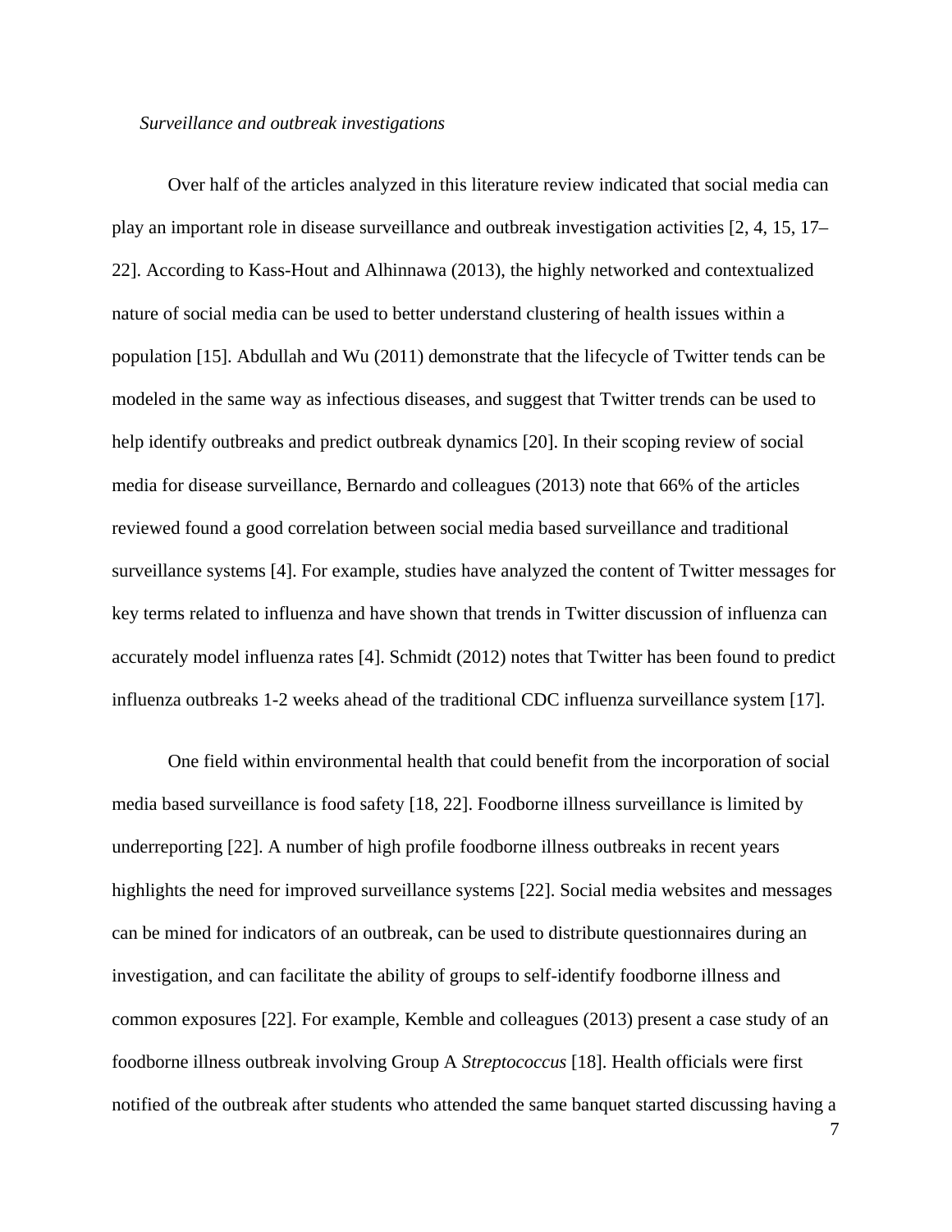*Surveillance and outbreak investigations*

Over half of the articles analyzed in this literature review indicated that social media can play an important role in disease surveillance and outbreak investigation activities [2, 4, 15, 17–22]. According to Kass-Hout and Alhinnawa (2013), the highly networked and contextualized nature of social media can be used to better understand clustering of health issues within a population [15]. Abdullah and Wu (2011) demonstrate that the lifecycle of Twitter tends can be modeled in the same way as infectious diseases, and suggest that Twitter trends can be used to help identify outbreaks and predict outbreak dynamics [20]. In their scoping review of social media for disease surveillance, Bernardo and colleagues (2013) note that 66% of the articles reviewed found a good correlation between social media based surveillance and traditional surveillance systems [4]. For example, studies have analyzed the content of Twitter messages for key terms related to influenza and have shown that trends in Twitter discussion of influenza can accurately model influenza rates [4]. Schmidt (2012) notes that Twitter has been found to predict influenza outbreaks 1-2 weeks ahead of the traditional CDC influenza surveillance system [17].

One field within environmental health that could benefit from the incorporation of social media based surveillance is food safety [18, 22]. Foodborne illness surveillance is limited by underreporting [22]. A number of high profile foodborne illness outbreaks in recent years highlights the need for improved surveillance systems [22]. Social media websites and messages can be mined for indicators of an outbreak, can be used to distribute questionnaires during an investigation, and can facilitate the ability of groups to self-identify foodborne illness and common exposures [22]. For example, Kemble and colleagues (2013) present a case study of an foodborne illness outbreak involving Group A *Streptococcus* [18]. Health officials were first notified of the outbreak after students who attended the same banquet started discussing having a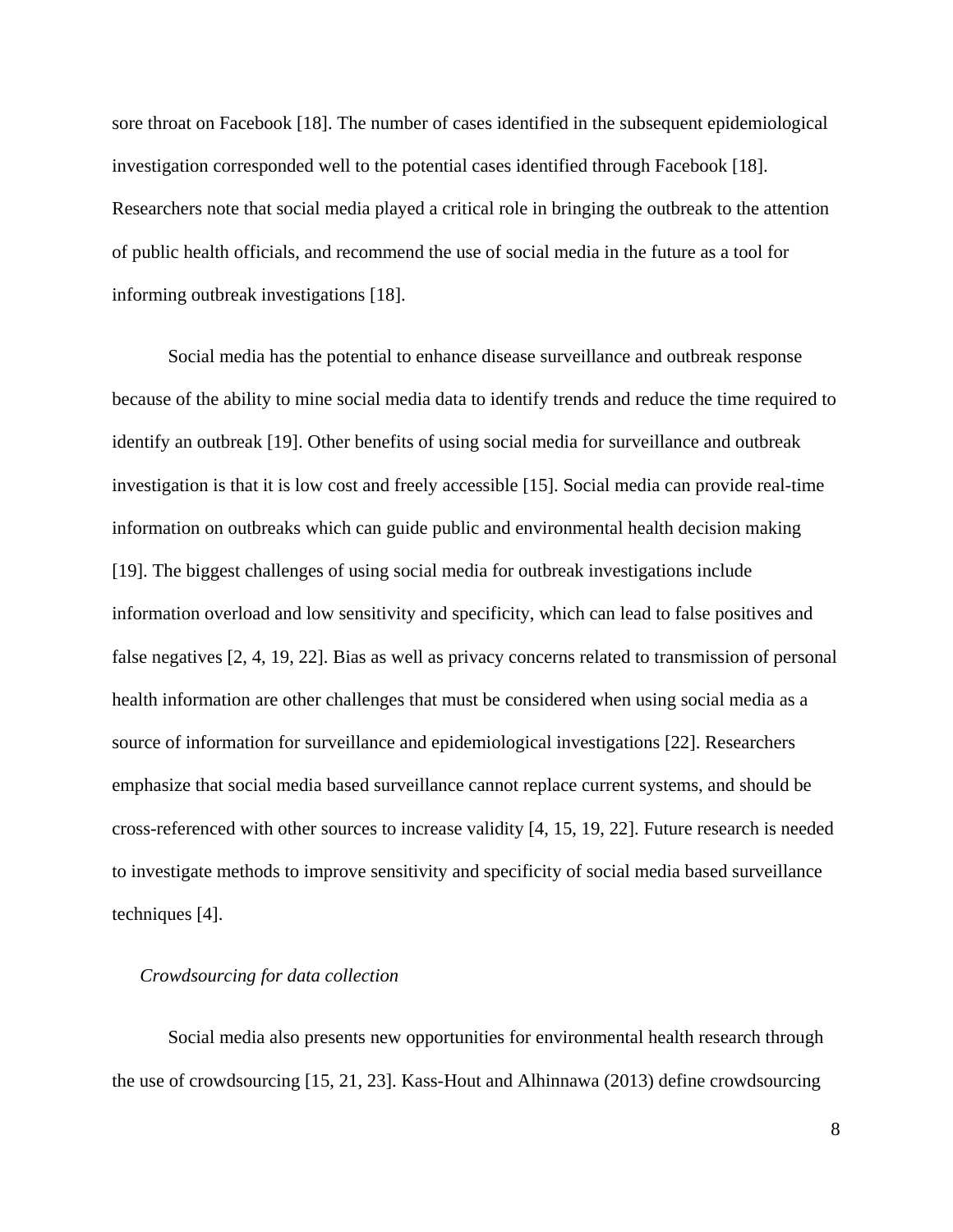sore throat on Facebook [18]. The number of cases identified in the subsequent epidemiological investigation corresponded well to the potential cases identified through Facebook [18]. Researchers note that social media played a critical role in bringing the outbreak to the attention of public health officials, and recommend the use of social media in the future as a tool for informing outbreak investigations [18].

Social media has the potential to enhance disease surveillance and outbreak response because of the ability to mine social media data to identify trends and reduce the time required to identify an outbreak [19]. Other benefits of using social media for surveillance and outbreak investigation is that it is low cost and freely accessible [15]. Social media can provide real-time information on outbreaks which can guide public and environmental health decision making [19]. The biggest challenges of using social media for outbreak investigations include information overload and low sensitivity and specificity, which can lead to false positives and false negatives [2, 4, 19, 22]. Bias as well as privacy concerns related to transmission of personal health information are other challenges that must be considered when using social media as a source of information for surveillance and epidemiological investigations [22]. Researchers emphasize that social media based surveillance cannot replace current systems, and should be cross-referenced with other sources to increase validity [4, 15, 19, 22]. Future research is needed to investigate methods to improve sensitivity and specificity of social media based surveillance techniques [4].

*Crowdsourcing for data collection*

Social media also presents new opportunities for environmental health research through the use of crowdsourcing [15, 21, 23]. Kass-Hout and Alhinnawa (2013) define crowdsourcing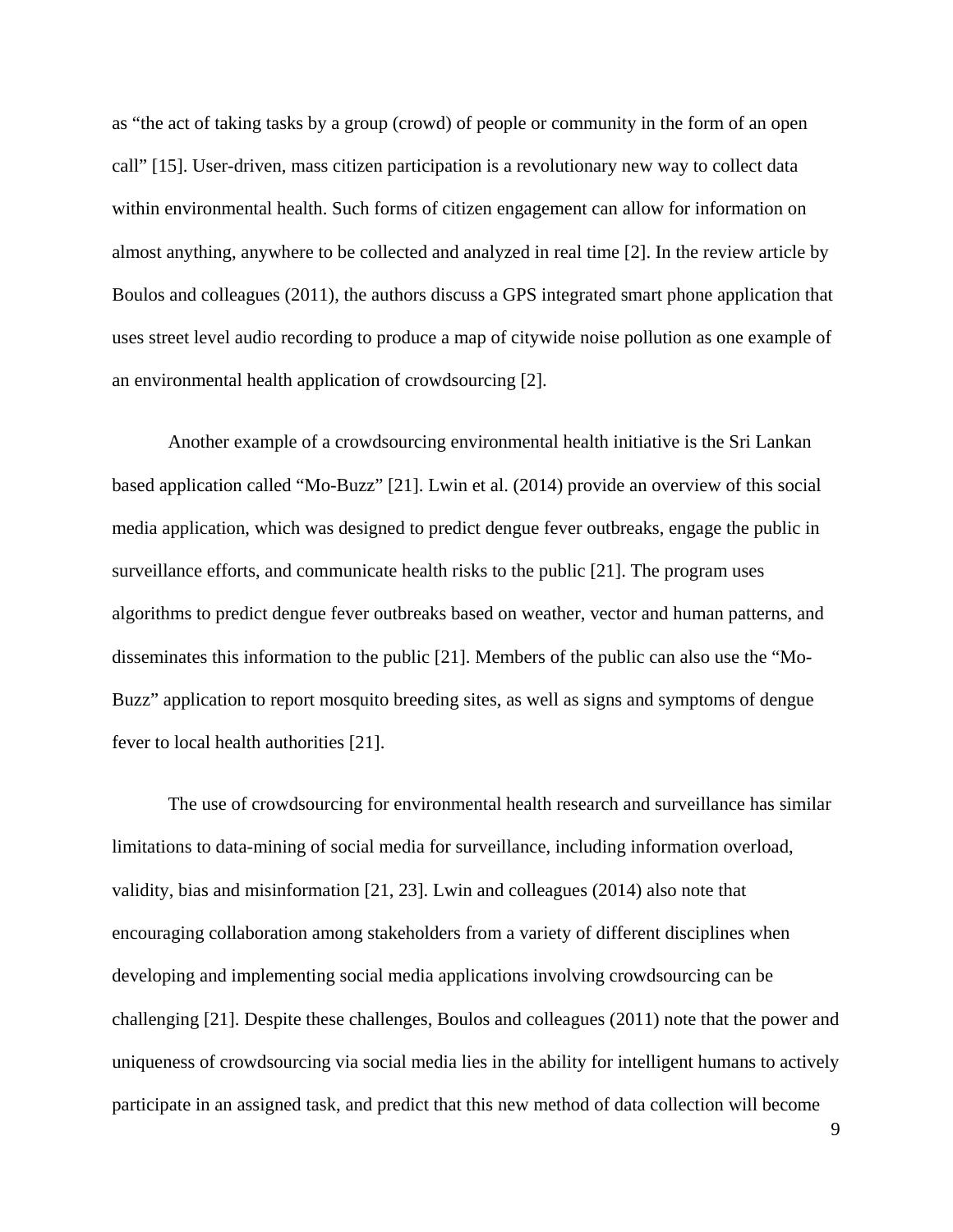as "the act of taking tasks by a group (crowd) of people or community in the form of an open call" [15]. User-driven, mass citizen participation is a revolutionary new way to collect data within environmental health. Such forms of citizen engagement can allow for information on almost anything, anywhere to be collected and analyzed in real time [2]. In the review article by Boulos and colleagues (2011), the authors discuss a GPS integrated smart phone application that uses street level audio recording to produce a map of citywide noise pollution as one example of an environmental health application of crowdsourcing [2].

Another example of a crowdsourcing environmental health initiative is the Sri Lankan based application called "Mo-Buzz" [21]. Lwin et al. (2014) provide an overview of this social media application, which was designed to predict dengue fever outbreaks, engage the public in surveillance efforts, and communicate health risks to the public [21]. The program uses algorithms to predict dengue fever outbreaks based on weather, vector and human patterns, and disseminates this information to the public [21]. Members of the public can also use the "Mo-Buzz" application to report mosquito breeding sites, as well as signs and symptoms of dengue fever to local health authorities [21].

The use of crowdsourcing for environmental health research and surveillance has similar limitations to data-mining of social media for surveillance, including information overload, validity, bias and misinformation [21, 23]. Lwin and colleagues (2014) also note that encouraging collaboration among stakeholders from a variety of different disciplines when developing and implementing social media applications involving crowdsourcing can be challenging [21]. Despite these challenges, Boulos and colleagues (2011) note that the power and uniqueness of crowdsourcing via social media lies in the ability for intelligent humans to actively participate in an assigned task, and predict that this new method of data collection will become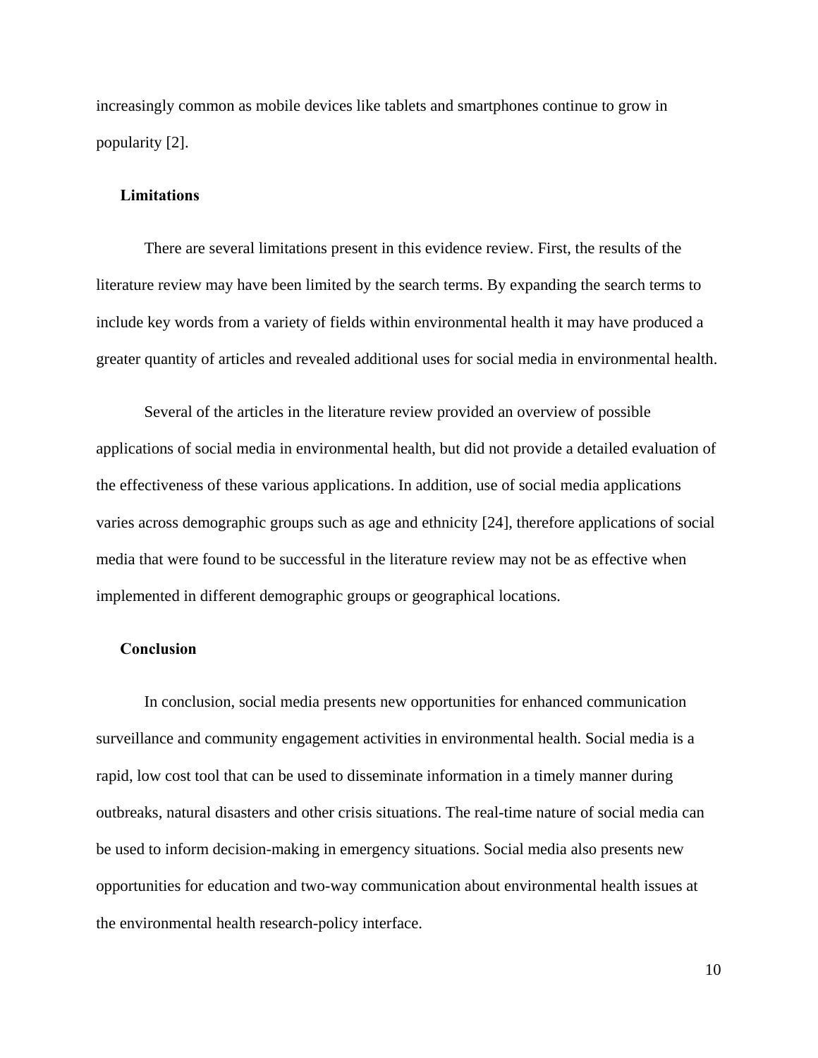increasingly common as mobile devices like tablets and smartphones continue to grow in popularity [2].

### Limitations

There are several limitations present in this evidence review. First, the results of the literature review may have been limited by the search terms. By expanding the search terms to include key words from a variety of fields within environmental health it may have produced a greater quantity of articles and revealed additional uses for social media in environmental health.

Several of the articles in the literature review provided an overview of possible applications of social media in environmental health, but did not provide a detailed evaluation of the effectiveness of these various applications. In addition, use of social media applications varies across demographic groups such as age and ethnicity [24], therefore applications of social media that were found to be successful in the literature review may not be as effective when implemented in different demographic groups or geographical locations.

### Conclusion

In conclusion, social media presents new opportunities for enhanced communication surveillance and community engagement activities in environmental health. Social media is a rapid, low cost tool that can be used to disseminate information in a timely manner during outbreaks, natural disasters and other crisis situations. The real-time nature of social media can be used to inform decision-making in emergency situations. Social media also presents new opportunities for education and two-way communication about environmental health issues at the environmental health research-policy interface.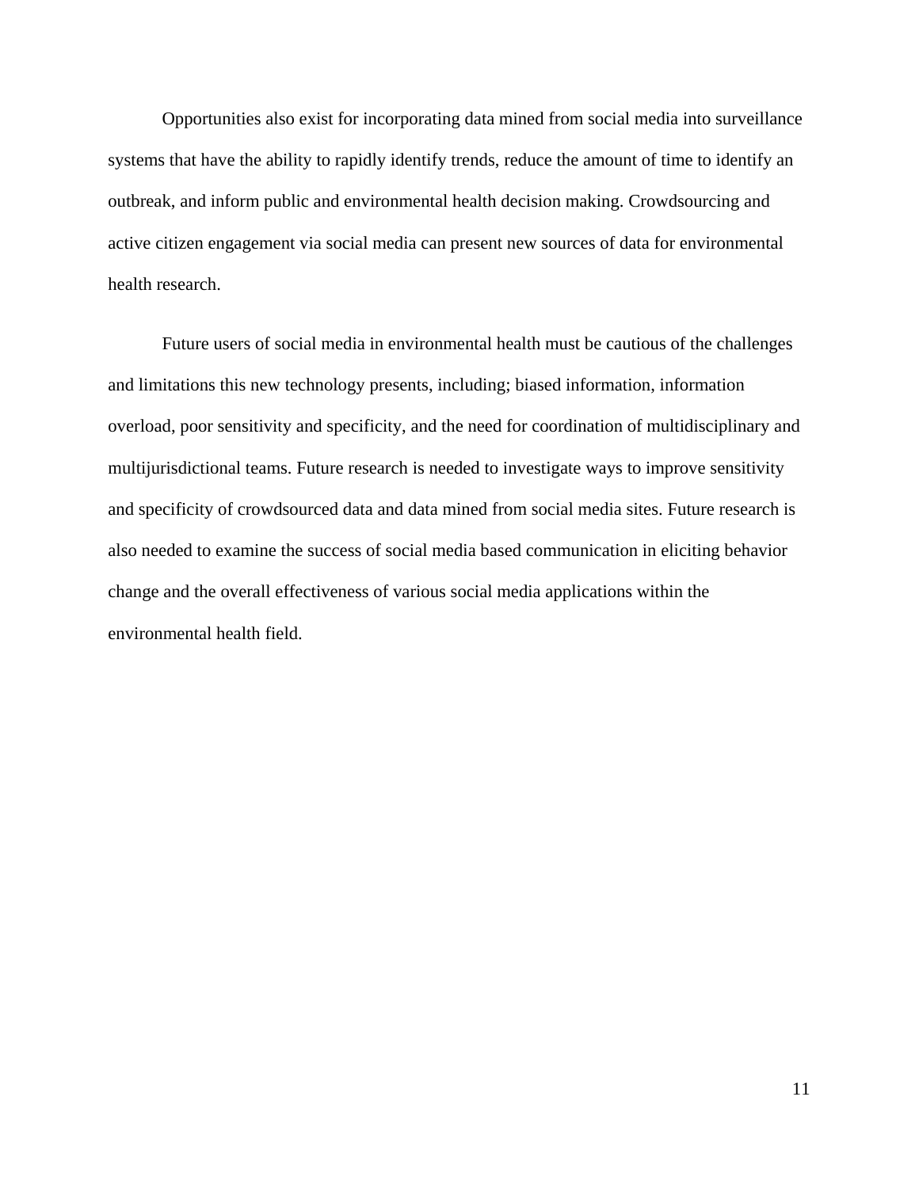Opportunities also exist for incorporating data mined from social media into surveillance systems that have the ability to rapidly identify trends, reduce the amount of time to identify an outbreak, and inform public and environmental health decision making. Crowdsourcing and active citizen engagement via social media can present new sources of data for environmental health research.

Future users of social media in environmental health must be cautious of the challenges and limitations this new technology presents, including; biased information, information overload, poor sensitivity and specificity, and the need for coordination of multidisciplinary and multijurisdictional teams. Future research is needed to investigate ways to improve sensitivity and specificity of crowdsourced data and data mined from social media sites. Future research is also needed to examine the success of social media based communication in eliciting behavior change and the overall effectiveness of various social media applications within the environmental health field.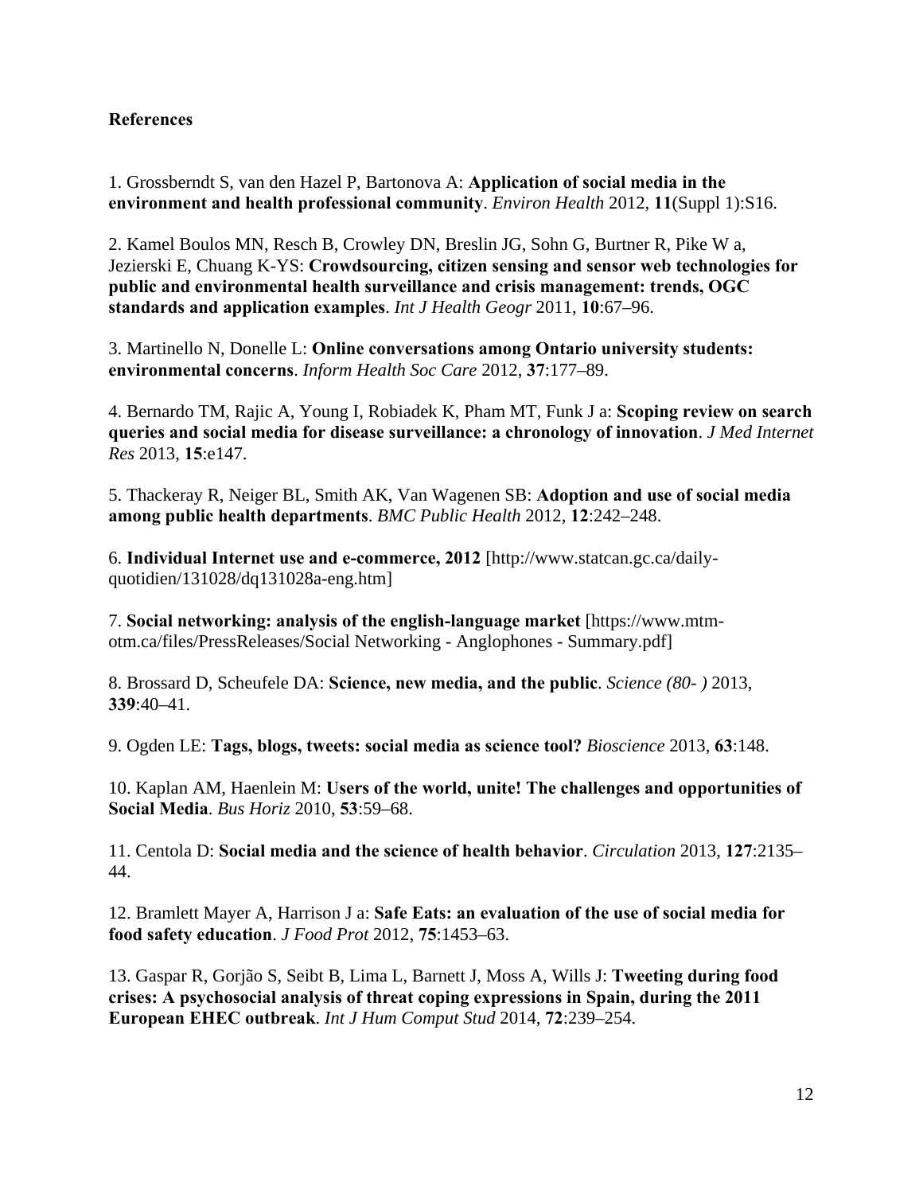**References**

1. Grossberndt S, van den Hazel P, Bartonova A: **Application of social media in the environment and health professional community**. *Environ Health* 2012, **11**(Suppl 1):S16.

2. Kamel Boulos MN, Resch B, Crowley DN, Breslin JG, Sohn G, Burtner R, Pike W a, Jezierski E, Chuang K-YS: **Crowdsourcing, citizen sensing and sensor web technologies for public and environmental health surveillance and crisis management: trends, OGC standards and application examples**. *Int J Health Geogr* 2011, **10**:67–96.

3. Martinello N, Donelle L: **Online conversations among Ontario university students: environmental concerns**. *Inform Health Soc Care* 2012, **37**:177–89.

4. Bernardo TM, Rajic A, Young I, Robiadek K, Pham MT, Funk J a: **Scoping review on search queries and social media for disease surveillance: a chronology of innovation**. *J Med Internet Res* 2013, **15**:e147.

5. Thackeray R, Neiger BL, Smith AK, Van Wagenen SB: **Adoption and use of social media among public health departments**. *BMC Public Health* 2012, **12**:242–248.

6. **Individual Internet use and e-commerce, 2012** [http://www.statcan.gc.ca/daily-quotidien/131028/dq131028a-eng.htm]

7. **Social networking: analysis of the english-language market** [https://www.mtm-otm.ca/files/PressReleases/Social Networking - Anglophones - Summary.pdf]

8. Brossard D, Scheufele DA: **Science, new media, and the public**. *Science (80- )* 2013, **339**:40–41.

9. Ogden LE: **Tags, blogs, tweets: social media as science tool?** *Bioscience* 2013, **63**:148.

10. Kaplan AM, Haenlein M: **Users of the world, unite! The challenges and opportunities of Social Media**. *Bus Horiz* 2010, **53**:59–68.

11. Centola D: **Social media and the science of health behavior**. *Circulation* 2013, **127**:2135–44.

12. Bramlett Mayer A, Harrison J a: **Safe Eats: an evaluation of the use of social media for food safety education**. *J Food Prot* 2012, **75**:1453–63.

13. Gaspar R, Gorjão S, Seibt B, Lima L, Barnett J, Moss A, Wills J: **Tweeting during food crises: A psychosocial analysis of threat coping expressions in Spain, during the 2011 European EHEC outbreak**. *Int J Hum Comput Stud* 2014, **72**:239–254.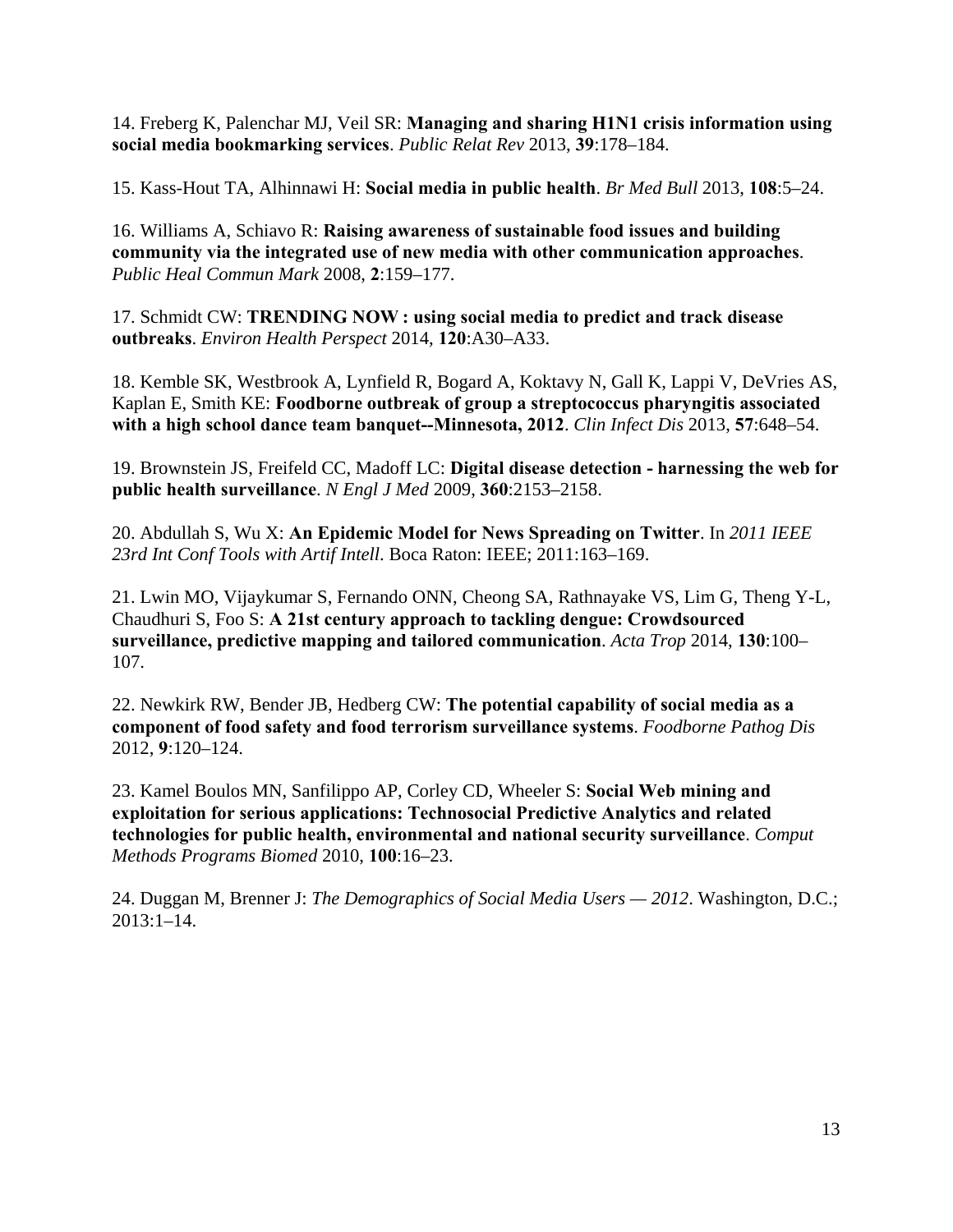14. Freberg K, Palenchar MJ, Veil SR: **Managing and sharing H1N1 crisis information using social media bookmarking services**. *Public Relat Rev* 2013, **39**:178–184.

15. Kass-Hout TA, Alhinnawi H: **Social media in public health**. *Br Med Bull* 2013, **108**:5–24.

16. Williams A, Schiavo R: **Raising awareness of sustainable food issues and building community via the integrated use of new media with other communication approaches**. *Public Heal Commun Mark* 2008, **2**:159–177.

17. Schmidt CW: **TRENDING NOW : using social media to predict and track disease outbreaks**. *Environ Health Perspect* 2014, **120**:A30–A33.

18. Kemble SK, Westbrook A, Lynfield R, Bogard A, Koktavy N, Gall K, Lappi V, DeVries AS, Kaplan E, Smith KE: **Foodborne outbreak of group a streptococcus pharyngitis associated with a high school dance team banquet--Minnesota, 2012**. *Clin Infect Dis* 2013, **57**:648–54.

19. Brownstein JS, Freifeld CC, Madoff LC: **Digital disease detection - harnessing the web for public health surveillance**. *N Engl J Med* 2009, **360**:2153–2158.

20. Abdullah S, Wu X: **An Epidemic Model for News Spreading on Twitter**. In *2011 IEEE 23rd Int Conf Tools with Artif Intell*. Boca Raton: IEEE; 2011:163–169.

21. Lwin MO, Vijaykumar S, Fernando ONN, Cheong SA, Rathnayake VS, Lim G, Theng Y-L, Chaudhuri S, Foo S: **A 21st century approach to tackling dengue: Crowdsourced surveillance, predictive mapping and tailored communication**. *Acta Trop* 2014, **130**:100–107.

22. Newkirk RW, Bender JB, Hedberg CW: **The potential capability of social media as a component of food safety and food terrorism surveillance systems**. *Foodborne Pathog Dis* 2012, **9**:120–124.

23. Kamel Boulos MN, Sanfilippo AP, Corley CD, Wheeler S: **Social Web mining and exploitation for serious applications: Technosocial Predictive Analytics and related technologies for public health, environmental and national security surveillance**. *Comput Methods Programs Biomed* 2010, **100**:16–23.

24. Duggan M, Brenner J: *The Demographics of Social Media Users — 2012*. Washington, D.C.; 2013:1–14.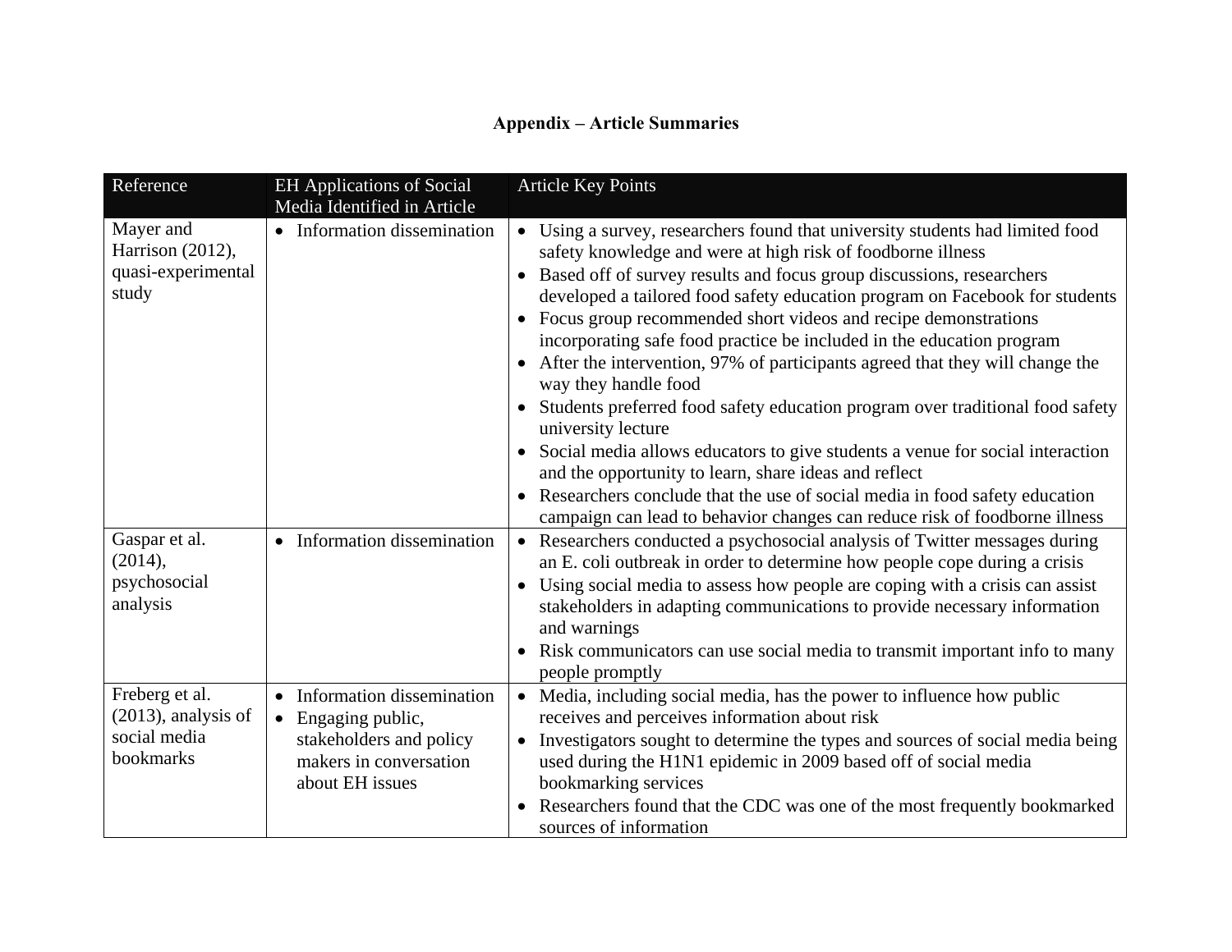**Appendix – Article Summaries**

| Reference | EH Applications of Social Media Identified in Article | Article Key Points |
|---|---|---|
| Mayer and Harrison (2012), quasi-experimental study | • Information dissemination | • Using a survey, researchers found that university students had limited food safety knowledge and were at high risk of foodborne illness<br>• Based off of survey results and focus group discussions, researchers developed a tailored food safety education program on Facebook for students<br>• Focus group recommended short videos and recipe demonstrations incorporating safe food practice be included in the education program<br>• After the intervention, 97% of participants agreed that they will change the way they handle food<br>• Students preferred food safety education program over traditional food safety university lecture<br>• Social media allows educators to give students a venue for social interaction and the opportunity to learn, share ideas and reflect<br>• Researchers conclude that the use of social media in food safety education campaign can lead to behavior changes can reduce risk of foodborne illness |
| Gaspar et al. (2014), psychosocial analysis | • Information dissemination | • Researchers conducted a psychosocial analysis of Twitter messages during an E. coli outbreak in order to determine how people cope during a crisis<br>• Using social media to assess how people are coping with a crisis can assist stakeholders in adapting communications to provide necessary information and warnings<br>• Risk communicators can use social media to transmit important info to many people promptly |
| Freberg et al. (2013), analysis of social media bookmarks | • Information dissemination<br>• Engaging public, stakeholders and policy makers in conversation about EH issues | • Media, including social media, has the power to influence how public receives and perceives information about risk<br>• Investigators sought to determine the types and sources of social media being used during the H1N1 epidemic in 2009 based off of social media bookmarking services<br>• Researchers found that the CDC was one of the most frequently bookmarked sources of information |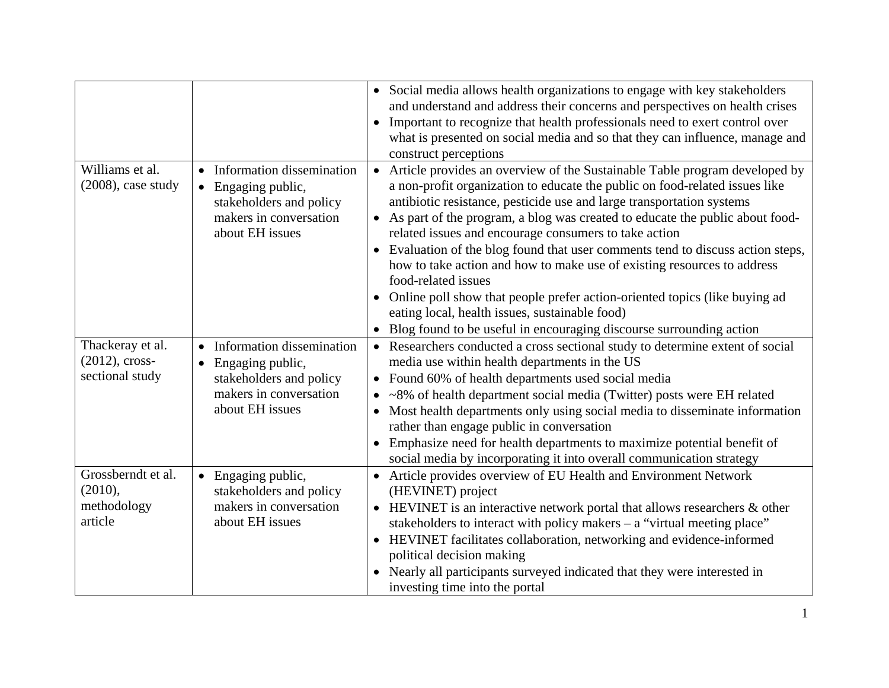| | | |
|---|---|---|
| | | • Social media allows health organizations to engage with key stakeholders and understand and address their concerns and perspectives on health crises<br>• Important to recognize that health professionals need to exert control over what is presented on social media and so that they can influence, manage and construct perceptions |
| Williams et al. (2008), case study | • Information dissemination<br>• Engaging public, stakeholders and policy makers in conversation about EH issues | • Article provides an overview of the Sustainable Table program developed by a non-profit organization to educate the public on food-related issues like antibiotic resistance, pesticide use and large transportation systems<br>• As part of the program, a blog was created to educate the public about food-related issues and encourage consumers to take action<br>• Evaluation of the blog found that user comments tend to discuss action steps, how to take action and how to make use of existing resources to address food-related issues<br>• Online poll show that people prefer action-oriented topics (like buying ad eating local, health issues, sustainable food)<br>• Blog found to be useful in encouraging discourse surrounding action |
| Thackeray et al. (2012), cross-sectional study | • Information dissemination<br>• Engaging public, stakeholders and policy makers in conversation about EH issues | • Researchers conducted a cross sectional study to determine extent of social media use within health departments in the US<br>• Found 60% of health departments used social media<br>• ~8% of health department social media (Twitter) posts were EH related<br>• Most health departments only using social media to disseminate information rather than engage public in conversation<br>• Emphasize need for health departments to maximize potential benefit of social media by incorporating it into overall communication strategy |
| Grossberndt et al. (2010), methodology article | • Engaging public, stakeholders and policy makers in conversation about EH issues | • Article provides overview of EU Health and Environment Network (HEVINET) project<br>• HEVINET is an interactive network portal that allows researchers & other stakeholders to interact with policy makers – a "virtual meeting place"<br>• HEVINET facilitates collaboration, networking and evidence-informed political decision making<br>• Nearly all participants surveyed indicated that they were interested in investing time into the portal |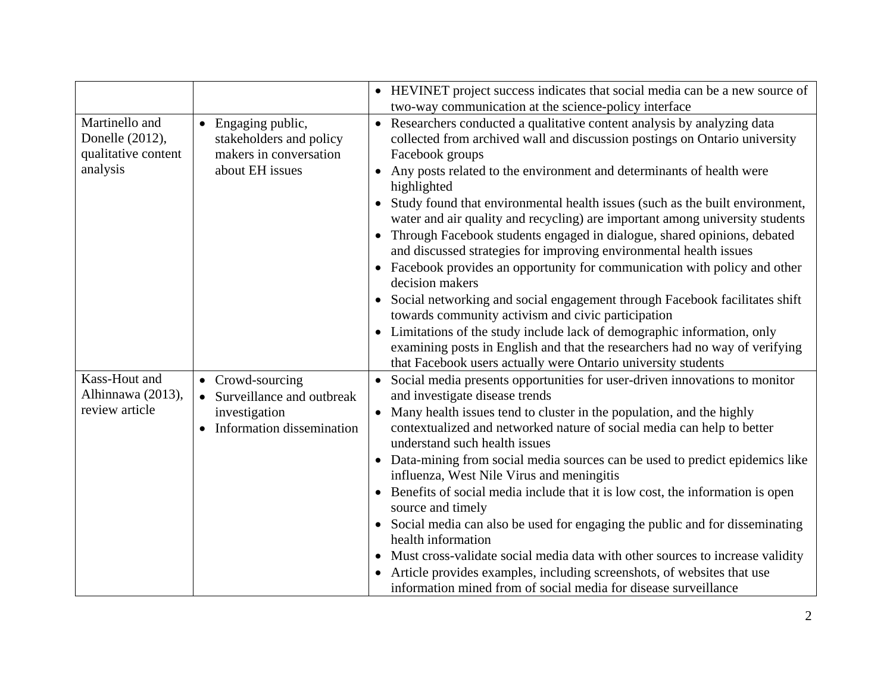| | | |
|---|---|---|
| | | • HEVINET project success indicates that social media can be a new source of two-way communication at the science-policy interface |
| Martinello and Donelle (2012), qualitative content analysis | • Engaging public, stakeholders and policy makers in conversation about EH issues | • Researchers conducted a qualitative content analysis by analyzing data collected from archived wall and discussion postings on Ontario university Facebook groups<br>• Any posts related to the environment and determinants of health were highlighted<br>• Study found that environmental health issues (such as the built environment, water and air quality and recycling) are important among university students<br>• Through Facebook students engaged in dialogue, shared opinions, debated and discussed strategies for improving environmental health issues<br>• Facebook provides an opportunity for communication with policy and other decision makers<br>• Social networking and social engagement through Facebook facilitates shift towards community activism and civic participation<br>• Limitations of the study include lack of demographic information, only examining posts in English and that the researchers had no way of verifying that Facebook users actually were Ontario university students |
| Kass-Hout and Alhinnawa (2013), review article | • Crowd-sourcing<br>• Surveillance and outbreak investigation<br>• Information dissemination | • Social media presents opportunities for user-driven innovations to monitor and investigate disease trends<br>• Many health issues tend to cluster in the population, and the highly contextualized and networked nature of social media can help to better understand such health issues<br>• Data-mining from social media sources can be used to predict epidemics like influenza, West Nile Virus and meningitis<br>• Benefits of social media include that it is low cost, the information is open source and timely<br>• Social media can also be used for engaging the public and for disseminating health information<br>• Must cross-validate social media data with other sources to increase validity<br>• Article provides examples, including screenshots, of websites that use information mined from of social media for disease surveillance |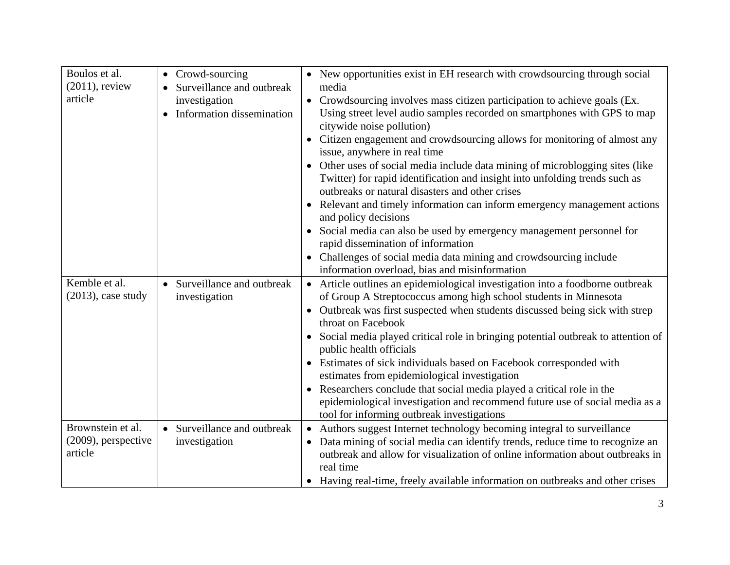| | | |
|---|---|---|
| Boulos et al. (2011), review article | • Crowd-sourcing<br>• Surveillance and outbreak investigation<br>• Information dissemination | • New opportunities exist in EH research with crowdsourcing through social media<br>• Crowdsourcing involves mass citizen participation to achieve goals (Ex. Using street level audio samples recorded on smartphones with GPS to map citywide noise pollution)<br>• Citizen engagement and crowdsourcing allows for monitoring of almost any issue, anywhere in real time<br>• Other uses of social media include data mining of microblogging sites (like Twitter) for rapid identification and insight into unfolding trends such as outbreaks or natural disasters and other crises<br>• Relevant and timely information can inform emergency management actions and policy decisions<br>• Social media can also be used by emergency management personnel for rapid dissemination of information<br>• Challenges of social media data mining and crowdsourcing include information overload, bias and misinformation |
| Kemble et al. (2013), case study | • Surveillance and outbreak investigation | • Article outlines an epidemiological investigation into a foodborne outbreak of Group A Streptococcus among high school students in Minnesota<br>• Outbreak was first suspected when students discussed being sick with strep throat on Facebook<br>• Social media played critical role in bringing potential outbreak to attention of public health officials<br>• Estimates of sick individuals based on Facebook corresponded with estimates from epidemiological investigation<br>• Researchers conclude that social media played a critical role in the epidemiological investigation and recommend future use of social media as a tool for informing outbreak investigations |
| Brownstein et al. (2009), perspective article | • Surveillance and outbreak investigation | • Authors suggest Internet technology becoming integral to surveillance<br>• Data mining of social media can identify trends, reduce time to recognize an outbreak and allow for visualization of online information about outbreaks in real time<br>• Having real-time, freely available information on outbreaks and other crises |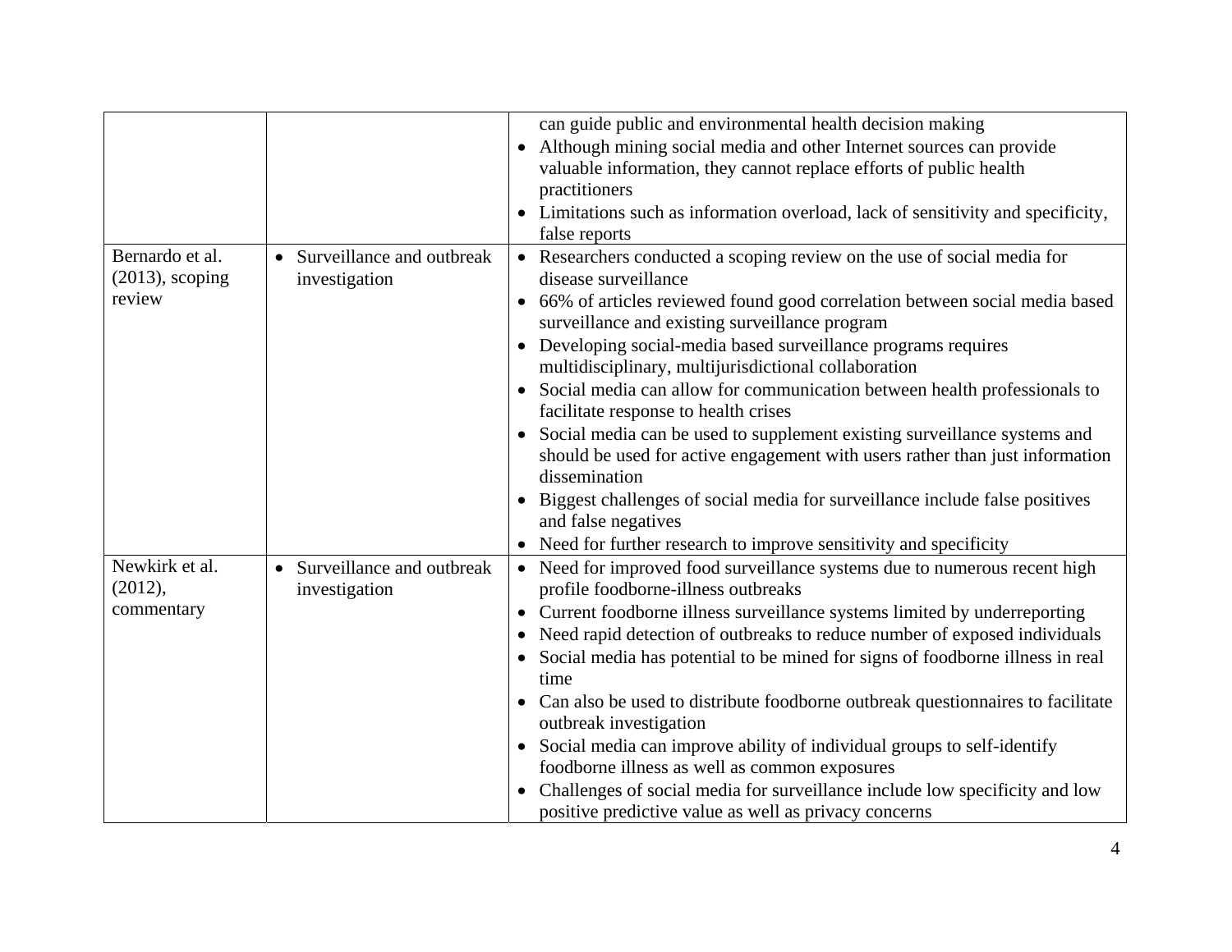| | | |
|---|---|---|
| | | can guide public and environmental health decision making<br>• Although mining social media and other Internet sources can provide valuable information, they cannot replace efforts of public health practitioners<br>• Limitations such as information overload, lack of sensitivity and specificity, false reports |
| Bernardo et al. (2013), scoping review | • Surveillance and outbreak investigation | • Researchers conducted a scoping review on the use of social media for disease surveillance<br>• 66% of articles reviewed found good correlation between social media based surveillance and existing surveillance program<br>• Developing social-media based surveillance programs requires multidisciplinary, multijurisdictional collaboration<br>• Social media can allow for communication between health professionals to facilitate response to health crises<br>• Social media can be used to supplement existing surveillance systems and should be used for active engagement with users rather than just information dissemination<br>• Biggest challenges of social media for surveillance include false positives and false negatives<br>• Need for further research to improve sensitivity and specificity |
| Newkirk et al. (2012), commentary | • Surveillance and outbreak investigation | • Need for improved food surveillance systems due to numerous recent high profile foodborne-illness outbreaks<br>• Current foodborne illness surveillance systems limited by underreporting<br>• Need rapid detection of outbreaks to reduce number of exposed individuals<br>• Social media has potential to be mined for signs of foodborne illness in real time<br>• Can also be used to distribute foodborne outbreak questionnaires to facilitate outbreak investigation<br>• Social media can improve ability of individual groups to self-identify foodborne illness as well as common exposures<br>• Challenges of social media for surveillance include low specificity and low positive predictive value as well as privacy concerns |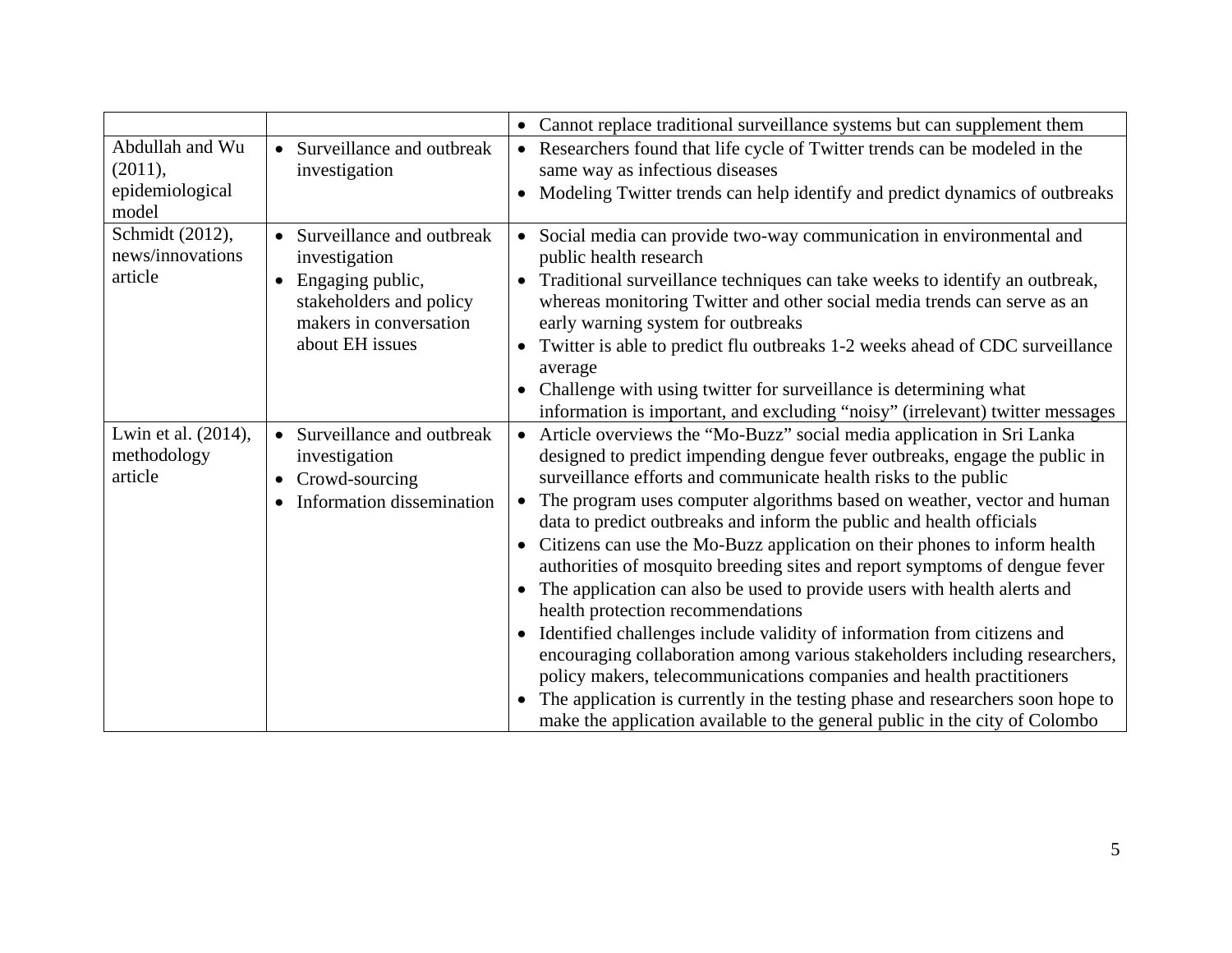| | | |
|---|---|---|
| | | • Cannot replace traditional surveillance systems but can supplement them |
| Abdullah and Wu (2011), epidemiological model | • Surveillance and outbreak investigation | • Researchers found that life cycle of Twitter trends can be modeled in the same way as infectious diseases<br>• Modeling Twitter trends can help identify and predict dynamics of outbreaks |
| Schmidt (2012), news/innovations article | • Surveillance and outbreak investigation<br>• Engaging public, stakeholders and policy makers in conversation about EH issues | • Social media can provide two-way communication in environmental and public health research<br>• Traditional surveillance techniques can take weeks to identify an outbreak, whereas monitoring Twitter and other social media trends can serve as an early warning system for outbreaks<br>• Twitter is able to predict flu outbreaks 1-2 weeks ahead of CDC surveillance average<br>• Challenge with using twitter for surveillance is determining what information is important, and excluding "noisy" (irrelevant) twitter messages |
| Lwin et al. (2014), methodology article | • Surveillance and outbreak investigation<br>• Crowd-sourcing<br>• Information dissemination | • Article overviews the "Mo-Buzz" social media application in Sri Lanka designed to predict impending dengue fever outbreaks, engage the public in surveillance efforts and communicate health risks to the public<br>• The program uses computer algorithms based on weather, vector and human data to predict outbreaks and inform the public and health officials<br>• Citizens can use the Mo-Buzz application on their phones to inform health authorities of mosquito breeding sites and report symptoms of dengue fever<br>• The application can also be used to provide users with health alerts and health protection recommendations<br>• Identified challenges include validity of information from citizens and encouraging collaboration among various stakeholders including researchers, policy makers, telecommunications companies and health practitioners<br>• The application is currently in the testing phase and researchers soon hope to make the application available to the general public in the city of Colombo |